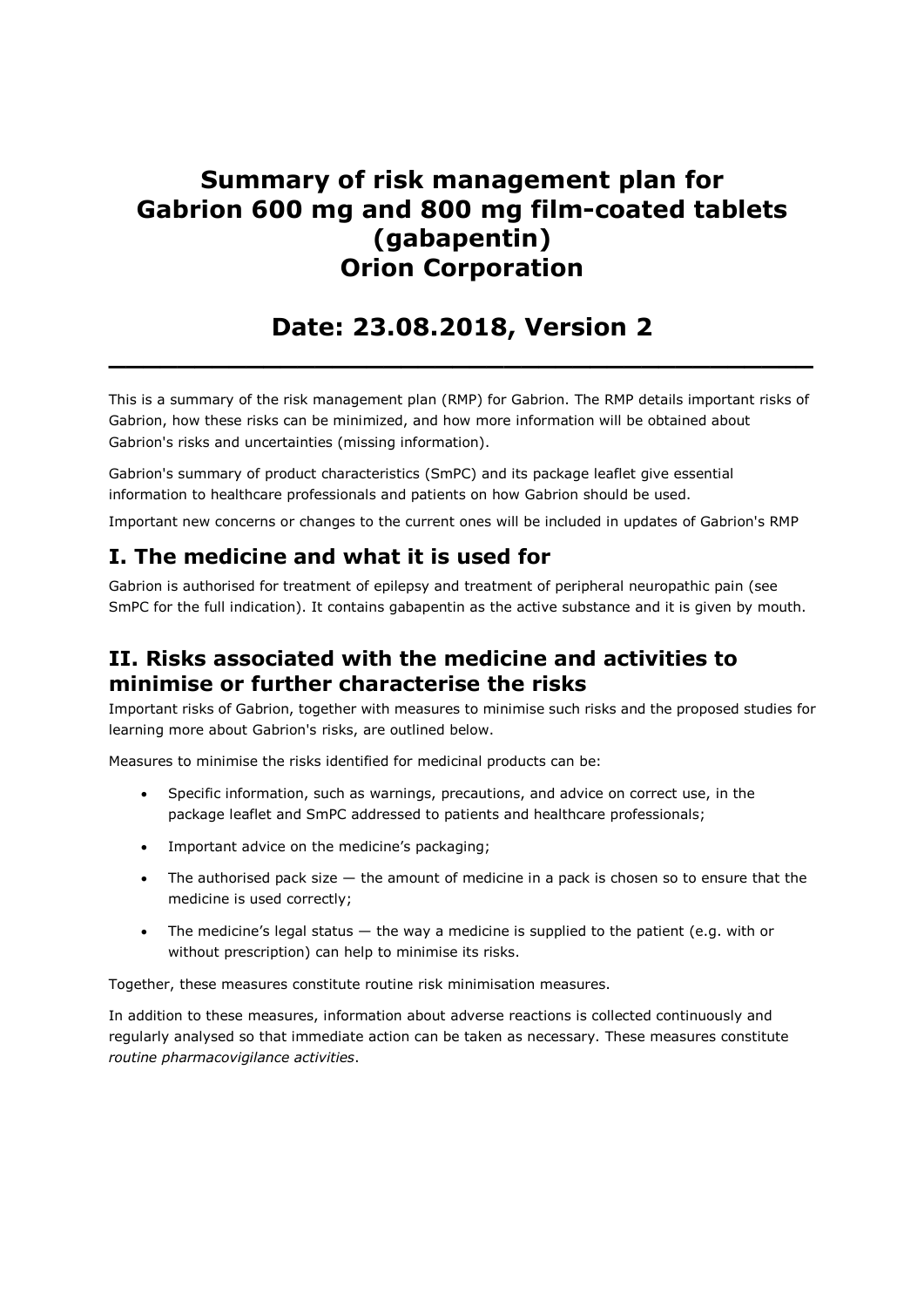# Summary of risk management plan for Gabrion 600 mg and 800 mg film-coated tablets (gabapentin) Orion Corporation

## Date: 23.08.2018, Version 2

This is a summary of the risk management plan (RMP) for Gabrion. The RMP details important risks of Gabrion, how these risks can be minimized, and how more information will be obtained about Gabrion's risks and uncertainties (missing information).

Gabrion's summary of product characteristics (SmPC) and its package leaflet give essential information to healthcare professionals and patients on how Gabrion should be used.

Important new concerns or changes to the current ones will be included in updates of Gabrion's RMP

## I. The medicine and what it is used for

Gabrion is authorised for treatment of epilepsy and treatment of peripheral neuropathic pain (see SmPC for the full indication). It contains gabapentin as the active substance and it is given by mouth.

## II. Risks associated with the medicine and activities to minimise or further characterise the risks

Important risks of Gabrion, together with measures to minimise such risks and the proposed studies for learning more about Gabrion's risks, are outlined below.

Measures to minimise the risks identified for medicinal products can be:

- Specific information, such as warnings, precautions, and advice on correct use, in the package leaflet and SmPC addressed to patients and healthcare professionals;
- Important advice on the medicine's packaging;
- The authorised pack size — the amount of medicine in a pack is chosen so to ensure that the medicine is used correctly;
- The medicine's legal status — the way a medicine is supplied to the patient (e.g. with or without prescription) can help to minimise its risks.

Together, these measures constitute routine risk minimisation measures.

In addition to these measures, information about adverse reactions is collected continuously and regularly analysed so that immediate action can be taken as necessary. These measures constitute *routine pharmacovigilance activities*.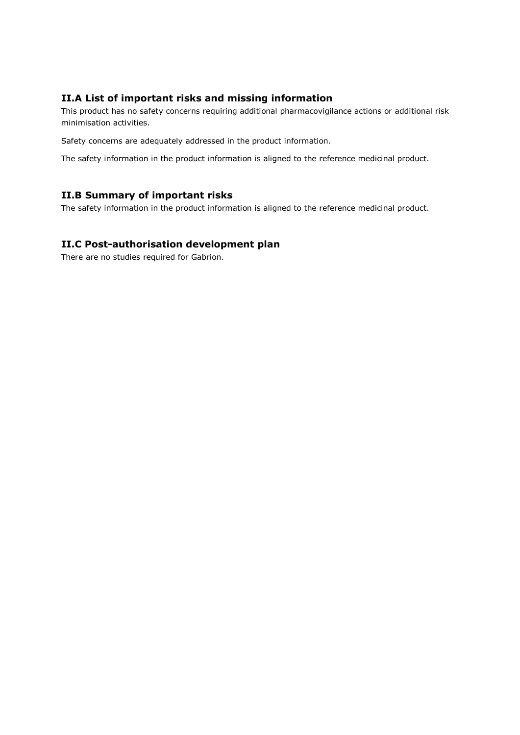### II.A List of important risks and missing information

This product has no safety concerns requiring additional pharmacovigilance actions or additional risk minimisation activities.

Safety concerns are adequately addressed in the product information.

The safety information in the product information is aligned to the reference medicinal product.

### II.B Summary of important risks

The safety information in the product information is aligned to the reference medicinal product.

### II.C Post-authorisation development plan

There are no studies required for Gabrion.